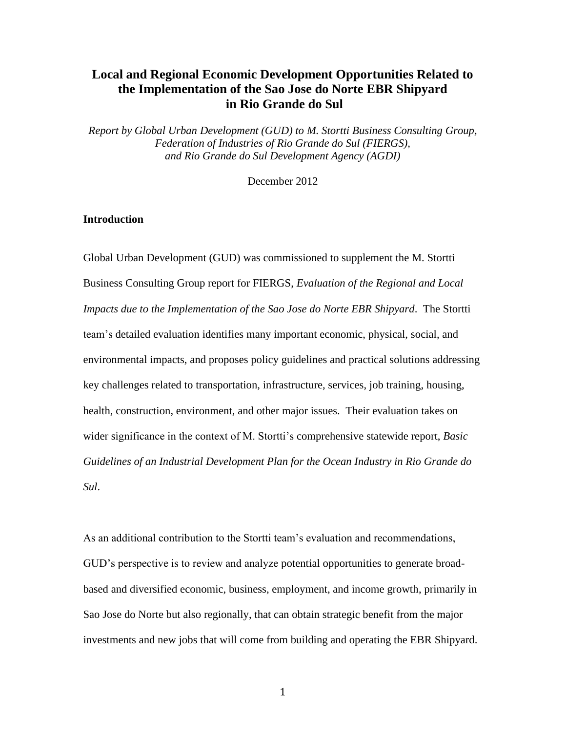# Local and Regional Economic Development Opportunities Related to the Implementation of the Sao Jose do Norte EBR Shipyard in Rio Grande do Sul

*Report by Global Urban Development (GUD) to M. Stortti Business Consulting Group, Federation of Industries of Rio Grande do Sul (FIERGS), and Rio Grande do Sul Development Agency (AGDI)*

December 2012

## Introduction

Global Urban Development (GUD) was commissioned to supplement the M. Stortti Business Consulting Group report for FIERGS, *Evaluation of the Regional and Local Impacts due to the Implementation of the Sao Jose do Norte EBR Shipyard*. The Stortti team's detailed evaluation identifies many important economic, physical, social, and environmental impacts, and proposes policy guidelines and practical solutions addressing key challenges related to transportation, infrastructure, services, job training, housing, health, construction, environment, and other major issues. Their evaluation takes on wider significance in the context of M. Stortti's comprehensive statewide report, *Basic Guidelines of an Industrial Development Plan for the Ocean Industry in Rio Grande do Sul*.

As an additional contribution to the Stortti team's evaluation and recommendations, GUD's perspective is to review and analyze potential opportunities to generate broad-based and diversified economic, business, employment, and income growth, primarily in Sao Jose do Norte but also regionally, that can obtain strategic benefit from the major investments and new jobs that will come from building and operating the EBR Shipyard.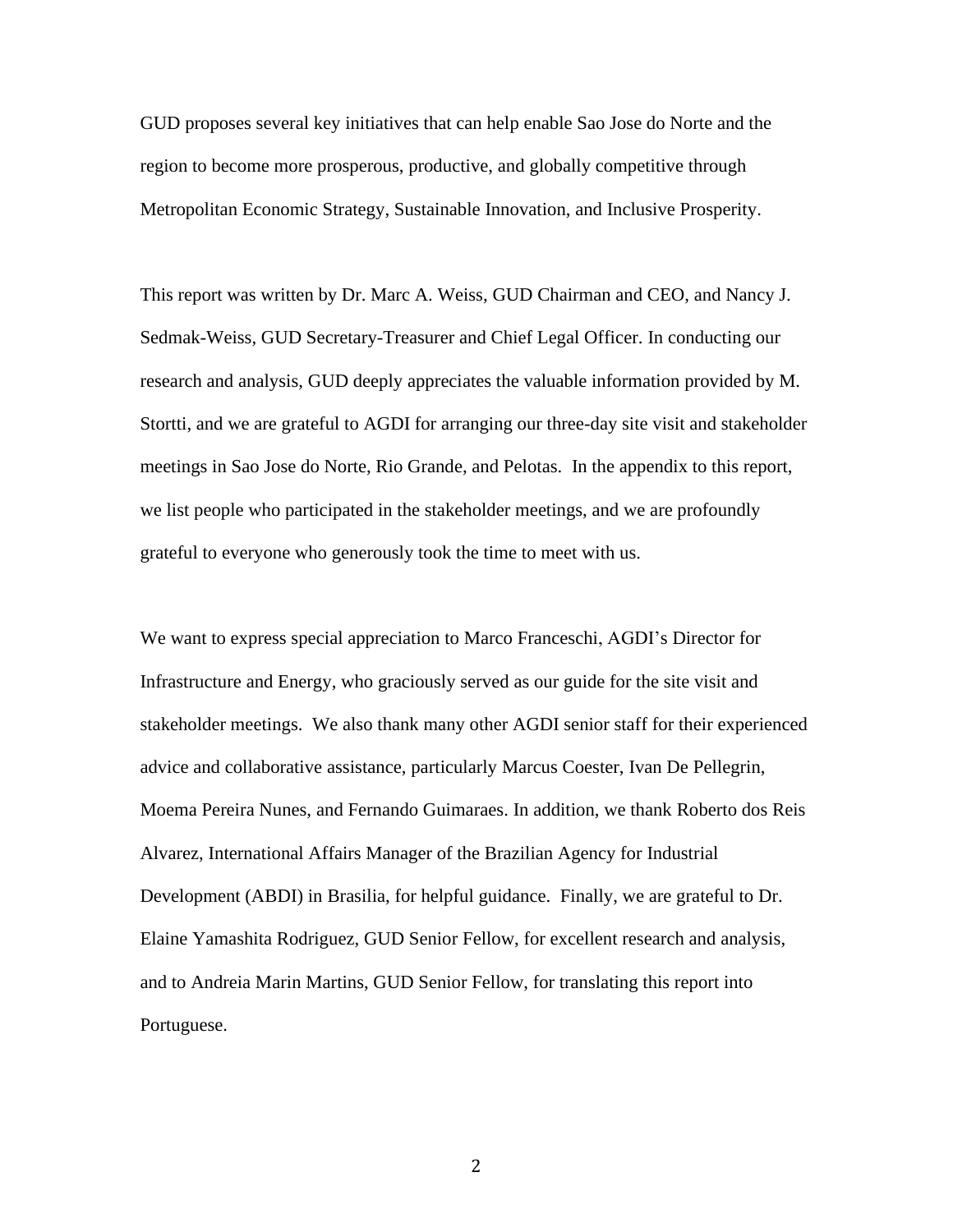GUD proposes several key initiatives that can help enable Sao Jose do Norte and the region to become more prosperous, productive, and globally competitive through Metropolitan Economic Strategy, Sustainable Innovation, and Inclusive Prosperity.

This report was written by Dr. Marc A. Weiss, GUD Chairman and CEO, and Nancy J. Sedmak-Weiss, GUD Secretary-Treasurer and Chief Legal Officer. In conducting our research and analysis, GUD deeply appreciates the valuable information provided by M. Stortti, and we are grateful to AGDI for arranging our three-day site visit and stakeholder meetings in Sao Jose do Norte, Rio Grande, and Pelotas. In the appendix to this report, we list people who participated in the stakeholder meetings, and we are profoundly grateful to everyone who generously took the time to meet with us.

We want to express special appreciation to Marco Franceschi, AGDI's Director for Infrastructure and Energy, who graciously served as our guide for the site visit and stakeholder meetings. We also thank many other AGDI senior staff for their experienced advice and collaborative assistance, particularly Marcus Coester, Ivan De Pellegrin, Moema Pereira Nunes, and Fernando Guimaraes. In addition, we thank Roberto dos Reis Alvarez, International Affairs Manager of the Brazilian Agency for Industrial Development (ABDI) in Brasilia, for helpful guidance. Finally, we are grateful to Dr. Elaine Yamashita Rodriguez, GUD Senior Fellow, for excellent research and analysis, and to Andreia Marin Martins, GUD Senior Fellow, for translating this report into Portuguese.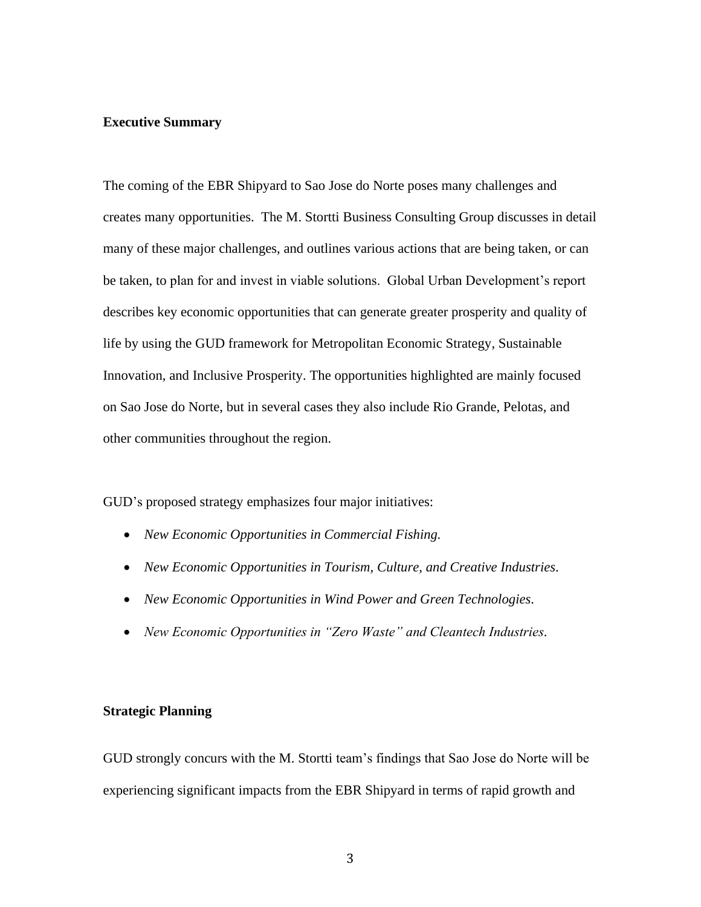## Executive Summary

The coming of the EBR Shipyard to Sao Jose do Norte poses many challenges and creates many opportunities. The M. Stortti Business Consulting Group discusses in detail many of these major challenges, and outlines various actions that are being taken, or can be taken, to plan for and invest in viable solutions. Global Urban Development's report describes key economic opportunities that can generate greater prosperity and quality of life by using the GUD framework for Metropolitan Economic Strategy, Sustainable Innovation, and Inclusive Prosperity. The opportunities highlighted are mainly focused on Sao Jose do Norte, but in several cases they also include Rio Grande, Pelotas, and other communities throughout the region.

GUD's proposed strategy emphasizes four major initiatives:

- *New Economic Opportunities in Commercial Fishing.*
- *New Economic Opportunities in Tourism, Culture, and Creative Industries.*
- *New Economic Opportunities in Wind Power and Green Technologies.*
- *New Economic Opportunities in "Zero Waste" and Cleantech Industries.*

## Strategic Planning

GUD strongly concurs with the M. Stortti team's findings that Sao Jose do Norte will be experiencing significant impacts from the EBR Shipyard in terms of rapid growth and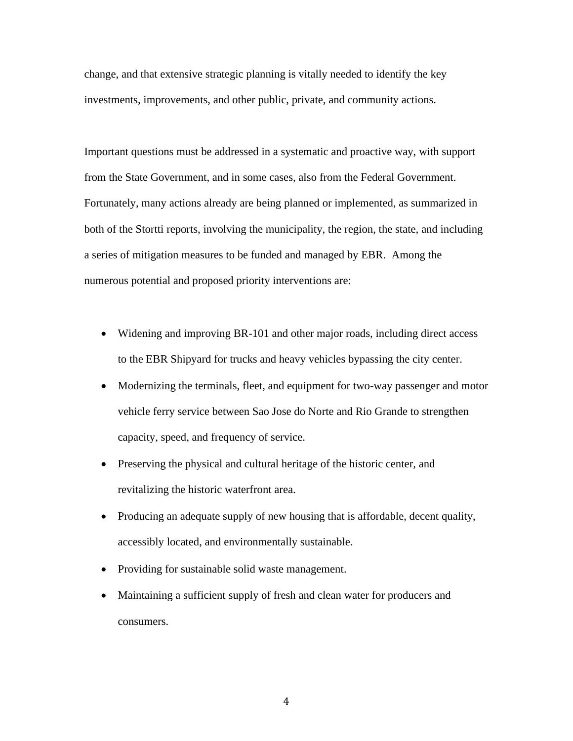change, and that extensive strategic planning is vitally needed to identify the key investments, improvements, and other public, private, and community actions.

Important questions must be addressed in a systematic and proactive way, with support from the State Government, and in some cases, also from the Federal Government. Fortunately, many actions already are being planned or implemented, as summarized in both of the Stortti reports, involving the municipality, the region, the state, and including a series of mitigation measures to be funded and managed by EBR. Among the numerous potential and proposed priority interventions are:

- Widening and improving BR-101 and other major roads, including direct access to the EBR Shipyard for trucks and heavy vehicles bypassing the city center.
- Modernizing the terminals, fleet, and equipment for two-way passenger and motor vehicle ferry service between Sao Jose do Norte and Rio Grande to strengthen capacity, speed, and frequency of service.
- Preserving the physical and cultural heritage of the historic center, and revitalizing the historic waterfront area.
- Producing an adequate supply of new housing that is affordable, decent quality, accessibly located, and environmentally sustainable.
- Providing for sustainable solid waste management.
- Maintaining a sufficient supply of fresh and clean water for producers and consumers.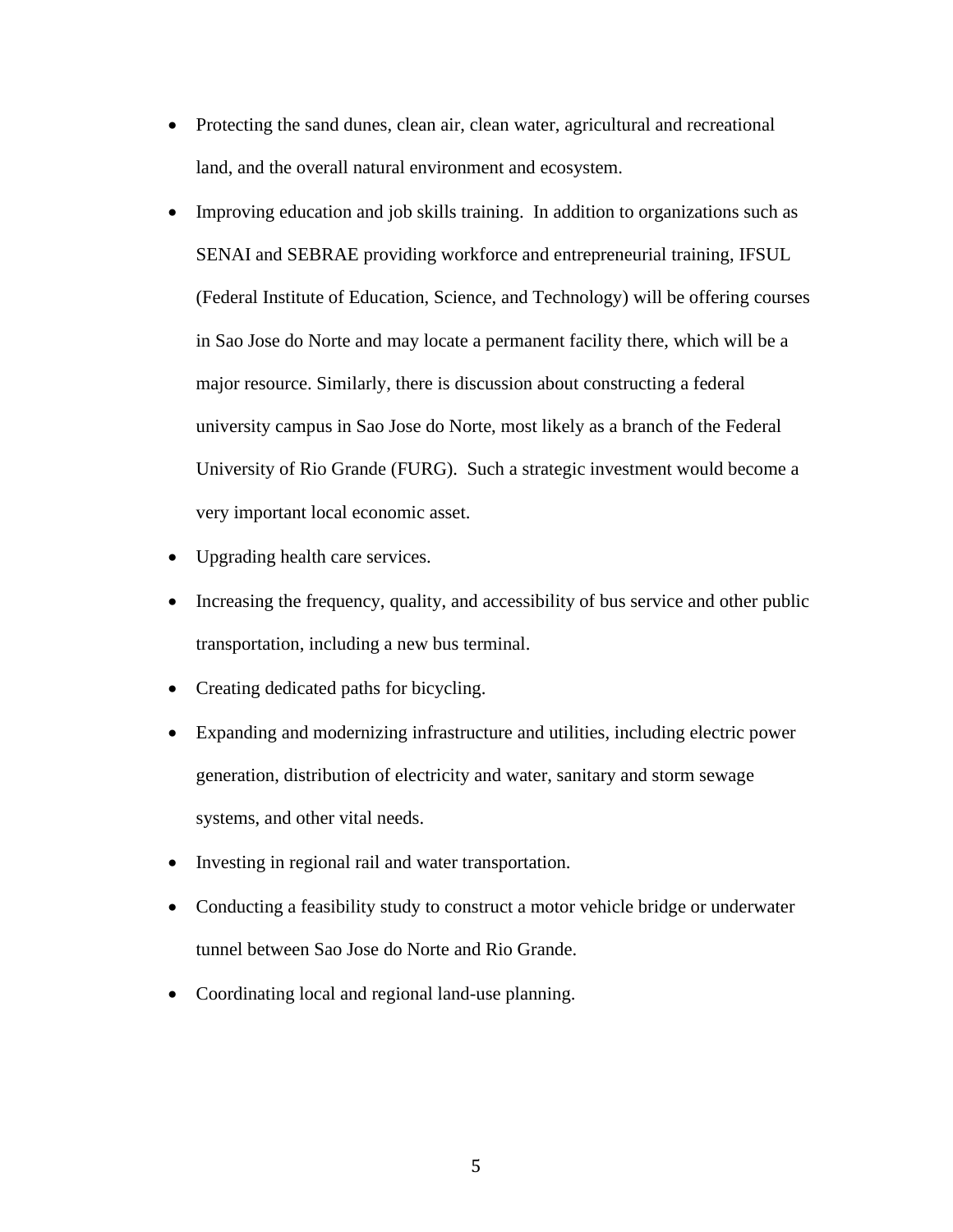- Protecting the sand dunes, clean air, clean water, agricultural and recreational land, and the overall natural environment and ecosystem.
- Improving education and job skills training. In addition to organizations such as SENAI and SEBRAE providing workforce and entrepreneurial training, IFSUL (Federal Institute of Education, Science, and Technology) will be offering courses in Sao Jose do Norte and may locate a permanent facility there, which will be a major resource. Similarly, there is discussion about constructing a federal university campus in Sao Jose do Norte, most likely as a branch of the Federal University of Rio Grande (FURG). Such a strategic investment would become a very important local economic asset.
- Upgrading health care services.
- Increasing the frequency, quality, and accessibility of bus service and other public transportation, including a new bus terminal.
- Creating dedicated paths for bicycling.
- Expanding and modernizing infrastructure and utilities, including electric power generation, distribution of electricity and water, sanitary and storm sewage systems, and other vital needs.
- Investing in regional rail and water transportation.
- Conducting a feasibility study to construct a motor vehicle bridge or underwater tunnel between Sao Jose do Norte and Rio Grande.
- Coordinating local and regional land-use planning.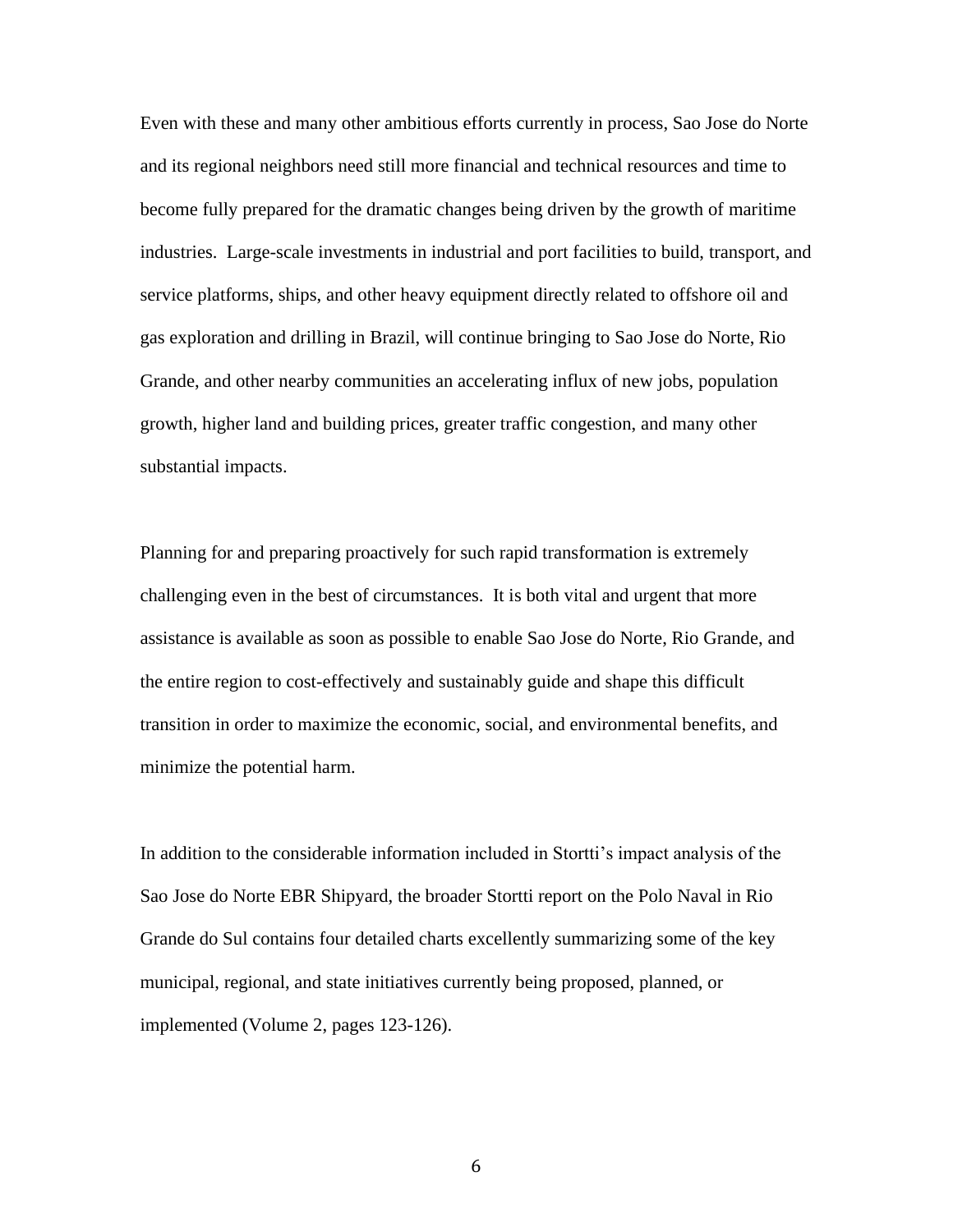Even with these and many other ambitious efforts currently in process, Sao Jose do Norte and its regional neighbors need still more financial and technical resources and time to become fully prepared for the dramatic changes being driven by the growth of maritime industries. Large-scale investments in industrial and port facilities to build, transport, and service platforms, ships, and other heavy equipment directly related to offshore oil and gas exploration and drilling in Brazil, will continue bringing to Sao Jose do Norte, Rio Grande, and other nearby communities an accelerating influx of new jobs, population growth, higher land and building prices, greater traffic congestion, and many other substantial impacts.

Planning for and preparing proactively for such rapid transformation is extremely challenging even in the best of circumstances. It is both vital and urgent that more assistance is available as soon as possible to enable Sao Jose do Norte, Rio Grande, and the entire region to cost-effectively and sustainably guide and shape this difficult transition in order to maximize the economic, social, and environmental benefits, and minimize the potential harm.

In addition to the considerable information included in Stortti's impact analysis of the Sao Jose do Norte EBR Shipyard, the broader Stortti report on the Polo Naval in Rio Grande do Sul contains four detailed charts excellently summarizing some of the key municipal, regional, and state initiatives currently being proposed, planned, or implemented (Volume 2, pages 123-126).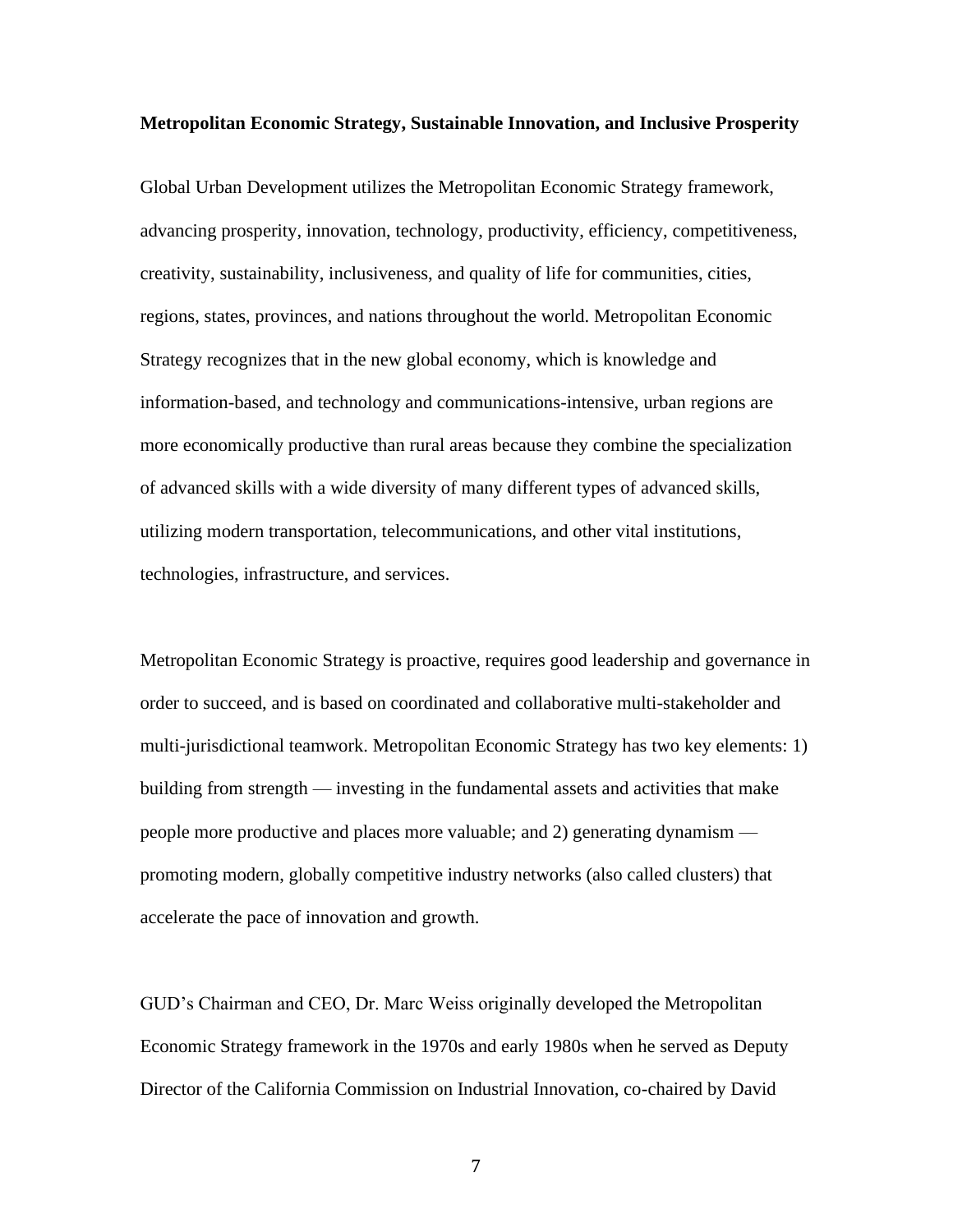**Metropolitan Economic Strategy, Sustainable Innovation, and Inclusive Prosperity**

Global Urban Development utilizes the Metropolitan Economic Strategy framework, advancing prosperity, innovation, technology, productivity, efficiency, competitiveness, creativity, sustainability, inclusiveness, and quality of life for communities, cities, regions, states, provinces, and nations throughout the world. Metropolitan Economic Strategy recognizes that in the new global economy, which is knowledge and information-based, and technology and communications-intensive, urban regions are more economically productive than rural areas because they combine the specialization of advanced skills with a wide diversity of many different types of advanced skills, utilizing modern transportation, telecommunications, and other vital institutions, technologies, infrastructure, and services.

Metropolitan Economic Strategy is proactive, requires good leadership and governance in order to succeed, and is based on coordinated and collaborative multi-stakeholder and multi-jurisdictional teamwork. Metropolitan Economic Strategy has two key elements: 1) building from strength — investing in the fundamental assets and activities that make people more productive and places more valuable; and 2) generating dynamism — promoting modern, globally competitive industry networks (also called clusters) that accelerate the pace of innovation and growth.

GUD's Chairman and CEO, Dr. Marc Weiss originally developed the Metropolitan Economic Strategy framework in the 1970s and early 1980s when he served as Deputy Director of the California Commission on Industrial Innovation, co-chaired by David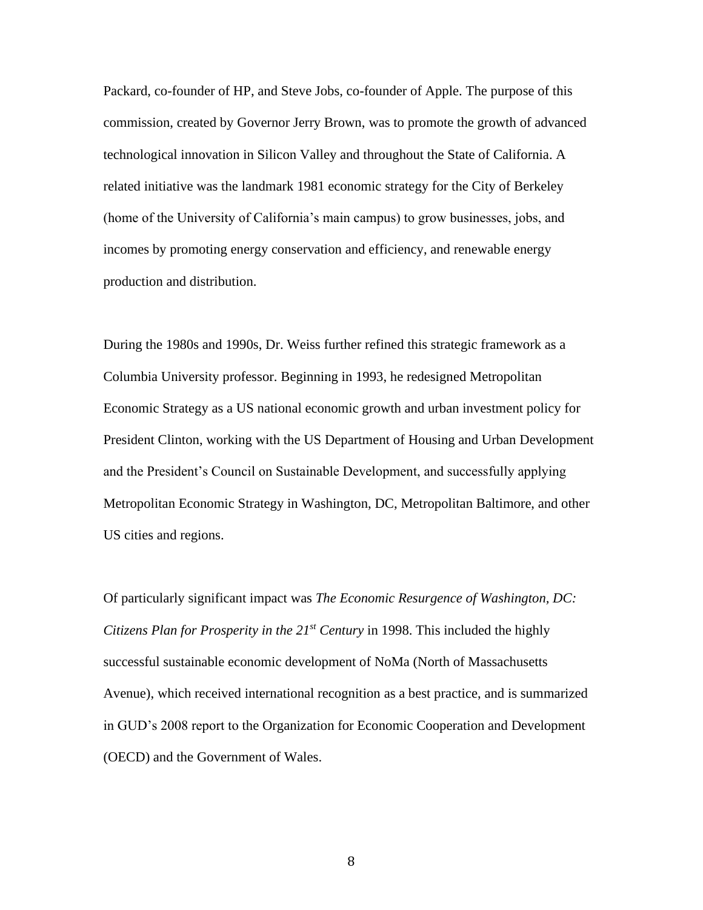Packard, co-founder of HP, and Steve Jobs, co-founder of Apple. The purpose of this commission, created by Governor Jerry Brown, was to promote the growth of advanced technological innovation in Silicon Valley and throughout the State of California. A related initiative was the landmark 1981 economic strategy for the City of Berkeley (home of the University of California's main campus) to grow businesses, jobs, and incomes by promoting energy conservation and efficiency, and renewable energy production and distribution.

During the 1980s and 1990s, Dr. Weiss further refined this strategic framework as a Columbia University professor. Beginning in 1993, he redesigned Metropolitan Economic Strategy as a US national economic growth and urban investment policy for President Clinton, working with the US Department of Housing and Urban Development and the President's Council on Sustainable Development, and successfully applying Metropolitan Economic Strategy in Washington, DC, Metropolitan Baltimore, and other US cities and regions.

Of particularly significant impact was *The Economic Resurgence of Washington, DC: Citizens Plan for Prosperity in the 21st Century* in 1998. This included the highly successful sustainable economic development of NoMa (North of Massachusetts Avenue), which received international recognition as a best practice, and is summarized in GUD's 2008 report to the Organization for Economic Cooperation and Development (OECD) and the Government of Wales.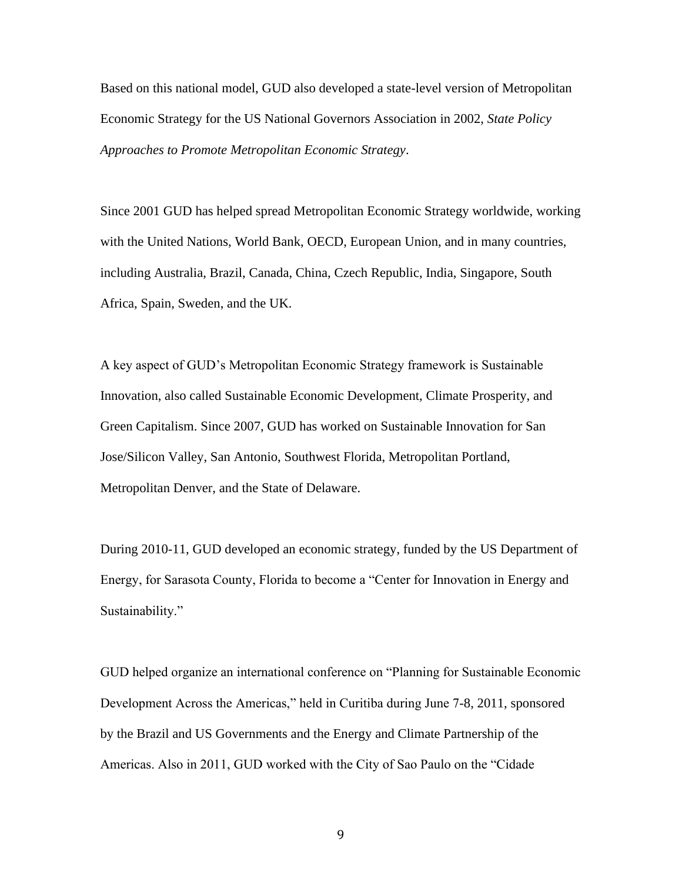Based on this national model, GUD also developed a state-level version of Metropolitan Economic Strategy for the US National Governors Association in 2002, *State Policy Approaches to Promote Metropolitan Economic Strategy*.

Since 2001 GUD has helped spread Metropolitan Economic Strategy worldwide, working with the United Nations, World Bank, OECD, European Union, and in many countries, including Australia, Brazil, Canada, China, Czech Republic, India, Singapore, South Africa, Spain, Sweden, and the UK.

A key aspect of GUD's Metropolitan Economic Strategy framework is Sustainable Innovation, also called Sustainable Economic Development, Climate Prosperity, and Green Capitalism. Since 2007, GUD has worked on Sustainable Innovation for San Jose/Silicon Valley, San Antonio, Southwest Florida, Metropolitan Portland, Metropolitan Denver, and the State of Delaware.

During 2010-11, GUD developed an economic strategy, funded by the US Department of Energy, for Sarasota County, Florida to become a "Center for Innovation in Energy and Sustainability."

GUD helped organize an international conference on "Planning for Sustainable Economic Development Across the Americas," held in Curitiba during June 7-8, 2011, sponsored by the Brazil and US Governments and the Energy and Climate Partnership of the Americas. Also in 2011, GUD worked with the City of Sao Paulo on the "Cidade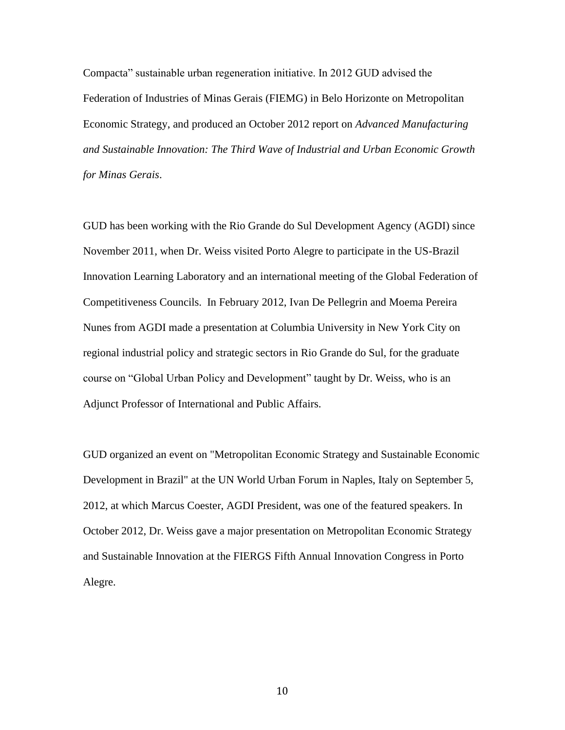Compacta" sustainable urban regeneration initiative. In 2012 GUD advised the Federation of Industries of Minas Gerais (FIEMG) in Belo Horizonte on Metropolitan Economic Strategy, and produced an October 2012 report on *Advanced Manufacturing and Sustainable Innovation: The Third Wave of Industrial and Urban Economic Growth for Minas Gerais*.

GUD has been working with the Rio Grande do Sul Development Agency (AGDI) since November 2011, when Dr. Weiss visited Porto Alegre to participate in the US-Brazil Innovation Learning Laboratory and an international meeting of the Global Federation of Competitiveness Councils. In February 2012, Ivan De Pellegrin and Moema Pereira Nunes from AGDI made a presentation at Columbia University in New York City on regional industrial policy and strategic sectors in Rio Grande do Sul, for the graduate course on "Global Urban Policy and Development" taught by Dr. Weiss, who is an Adjunct Professor of International and Public Affairs.

GUD organized an event on "Metropolitan Economic Strategy and Sustainable Economic Development in Brazil" at the UN World Urban Forum in Naples, Italy on September 5, 2012, at which Marcus Coester, AGDI President, was one of the featured speakers. In October 2012, Dr. Weiss gave a major presentation on Metropolitan Economic Strategy and Sustainable Innovation at the FIERGS Fifth Annual Innovation Congress in Porto Alegre.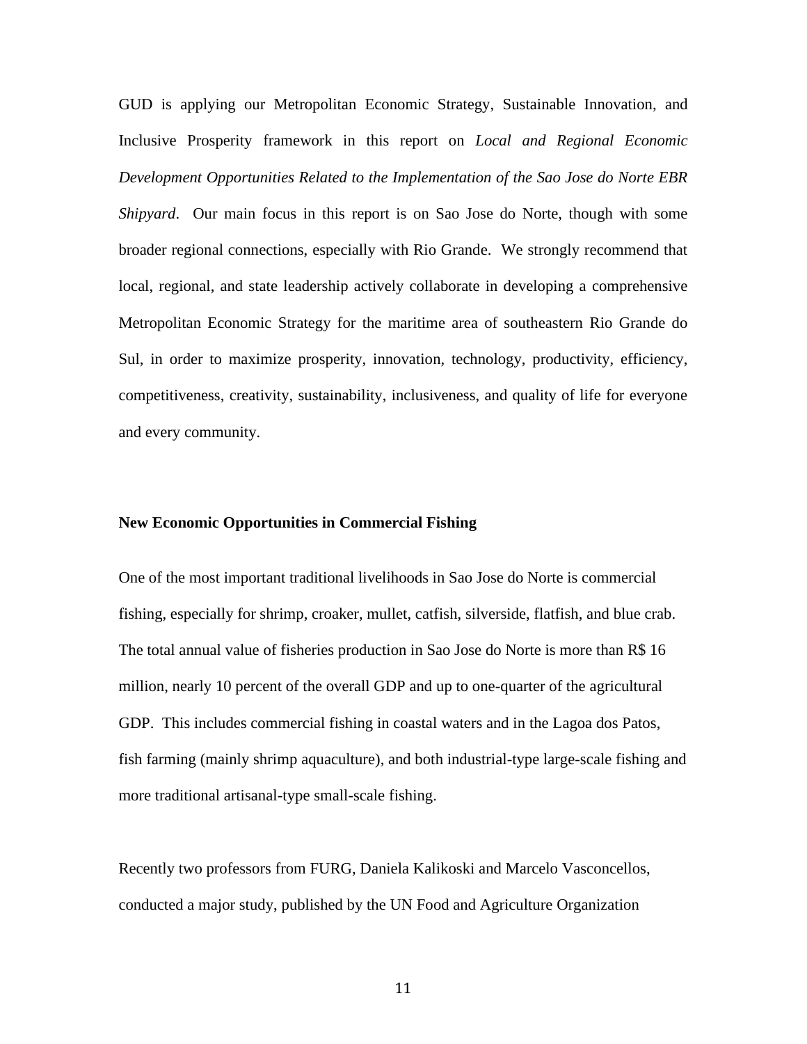GUD is applying our Metropolitan Economic Strategy, Sustainable Innovation, and Inclusive Prosperity framework in this report on *Local and Regional Economic Development Opportunities Related to the Implementation of the Sao Jose do Norte EBR Shipyard*. Our main focus in this report is on Sao Jose do Norte, though with some broader regional connections, especially with Rio Grande. We strongly recommend that local, regional, and state leadership actively collaborate in developing a comprehensive Metropolitan Economic Strategy for the maritime area of southeastern Rio Grande do Sul, in order to maximize prosperity, innovation, technology, productivity, efficiency, competitiveness, creativity, sustainability, inclusiveness, and quality of life for everyone and every community.

**New Economic Opportunities in Commercial Fishing**

One of the most important traditional livelihoods in Sao Jose do Norte is commercial fishing, especially for shrimp, croaker, mullet, catfish, silverside, flatfish, and blue crab. The total annual value of fisheries production in Sao Jose do Norte is more than R$ 16 million, nearly 10 percent of the overall GDP and up to one-quarter of the agricultural GDP. This includes commercial fishing in coastal waters and in the Lagoa dos Patos, fish farming (mainly shrimp aquaculture), and both industrial-type large-scale fishing and more traditional artisanal-type small-scale fishing.

Recently two professors from FURG, Daniela Kalikoski and Marcelo Vasconcellos, conducted a major study, published by the UN Food and Agriculture Organization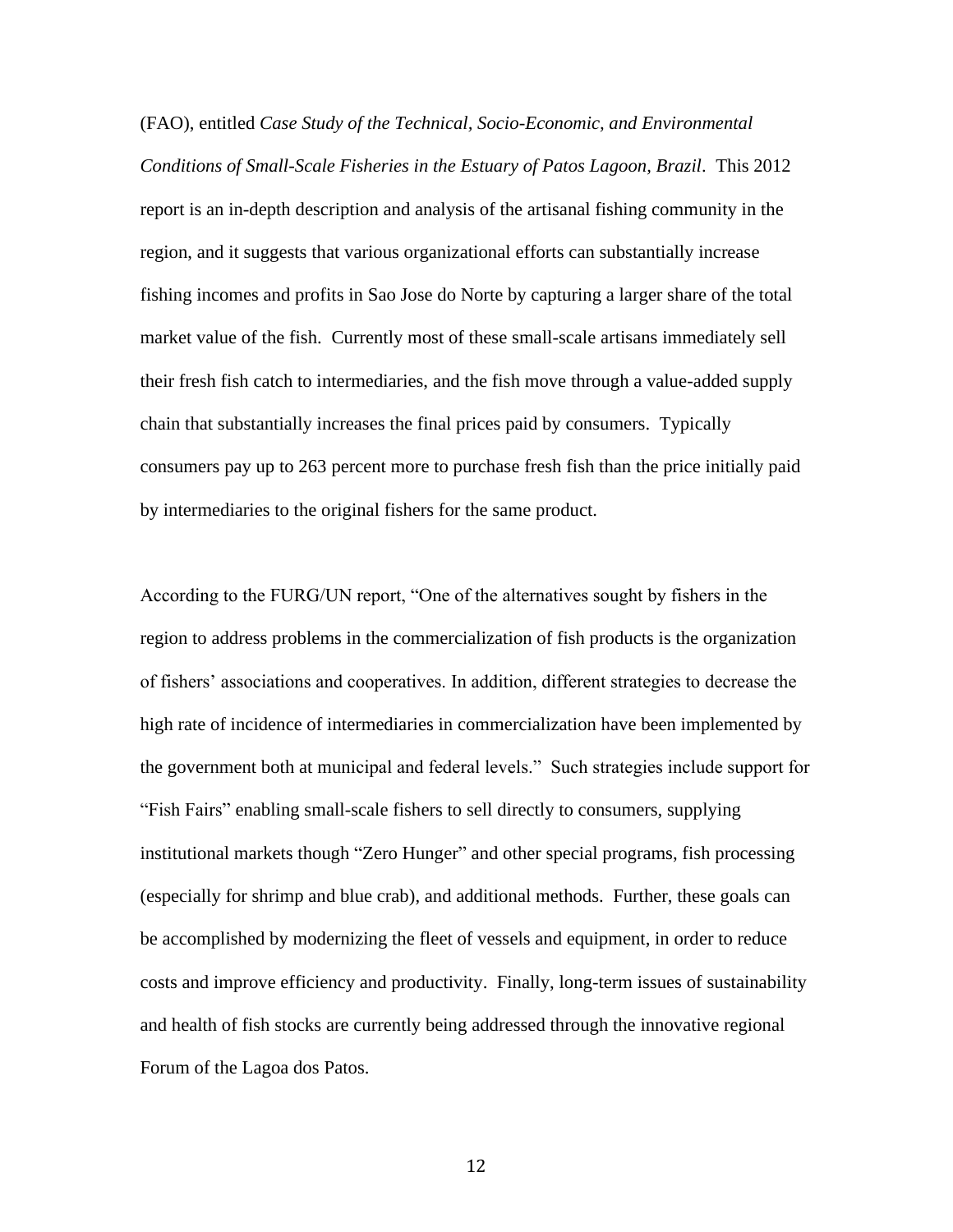(FAO), entitled *Case Study of the Technical, Socio-Economic, and Environmental Conditions of Small-Scale Fisheries in the Estuary of Patos Lagoon, Brazil*. This 2012 report is an in-depth description and analysis of the artisanal fishing community in the region, and it suggests that various organizational efforts can substantially increase fishing incomes and profits in Sao Jose do Norte by capturing a larger share of the total market value of the fish. Currently most of these small-scale artisans immediately sell their fresh fish catch to intermediaries, and the fish move through a value-added supply chain that substantially increases the final prices paid by consumers. Typically consumers pay up to 263 percent more to purchase fresh fish than the price initially paid by intermediaries to the original fishers for the same product.

According to the FURG/UN report, "One of the alternatives sought by fishers in the region to address problems in the commercialization of fish products is the organization of fishers' associations and cooperatives. In addition, different strategies to decrease the high rate of incidence of intermediaries in commercialization have been implemented by the government both at municipal and federal levels." Such strategies include support for "Fish Fairs" enabling small-scale fishers to sell directly to consumers, supplying institutional markets though "Zero Hunger" and other special programs, fish processing (especially for shrimp and blue crab), and additional methods. Further, these goals can be accomplished by modernizing the fleet of vessels and equipment, in order to reduce costs and improve efficiency and productivity. Finally, long-term issues of sustainability and health of fish stocks are currently being addressed through the innovative regional Forum of the Lagoa dos Patos.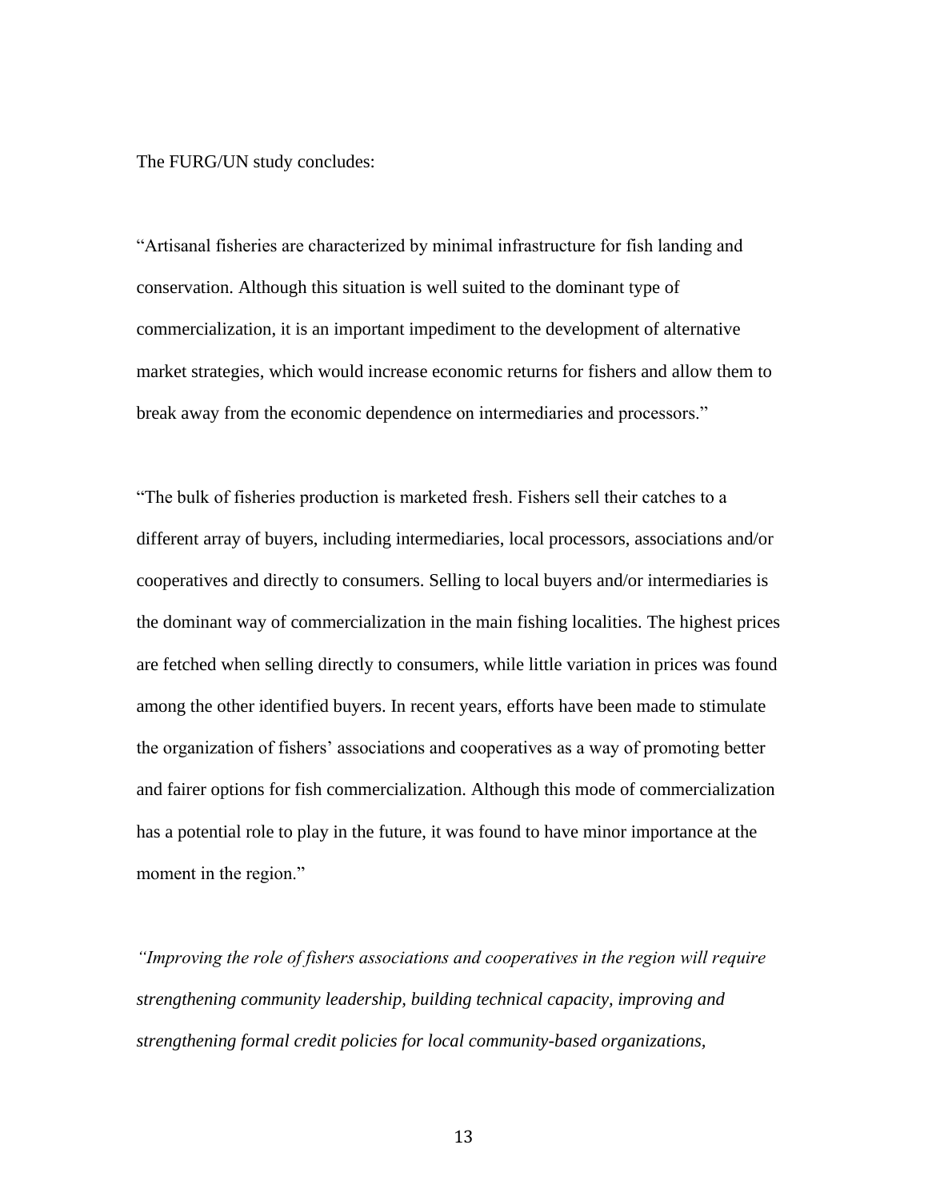The FURG/UN study concludes:

"Artisanal fisheries are characterized by minimal infrastructure for fish landing and conservation. Although this situation is well suited to the dominant type of commercialization, it is an important impediment to the development of alternative market strategies, which would increase economic returns for fishers and allow them to break away from the economic dependence on intermediaries and processors."

"The bulk of fisheries production is marketed fresh. Fishers sell their catches to a different array of buyers, including intermediaries, local processors, associations and/or cooperatives and directly to consumers. Selling to local buyers and/or intermediaries is the dominant way of commercialization in the main fishing localities. The highest prices are fetched when selling directly to consumers, while little variation in prices was found among the other identified buyers. In recent years, efforts have been made to stimulate the organization of fishers' associations and cooperatives as a way of promoting better and fairer options for fish commercialization. Although this mode of commercialization has a potential role to play in the future, it was found to have minor importance at the moment in the region."

*"Improving the role of fishers associations and cooperatives in the region will require strengthening community leadership, building technical capacity, improving and strengthening formal credit policies for local community-based organizations,*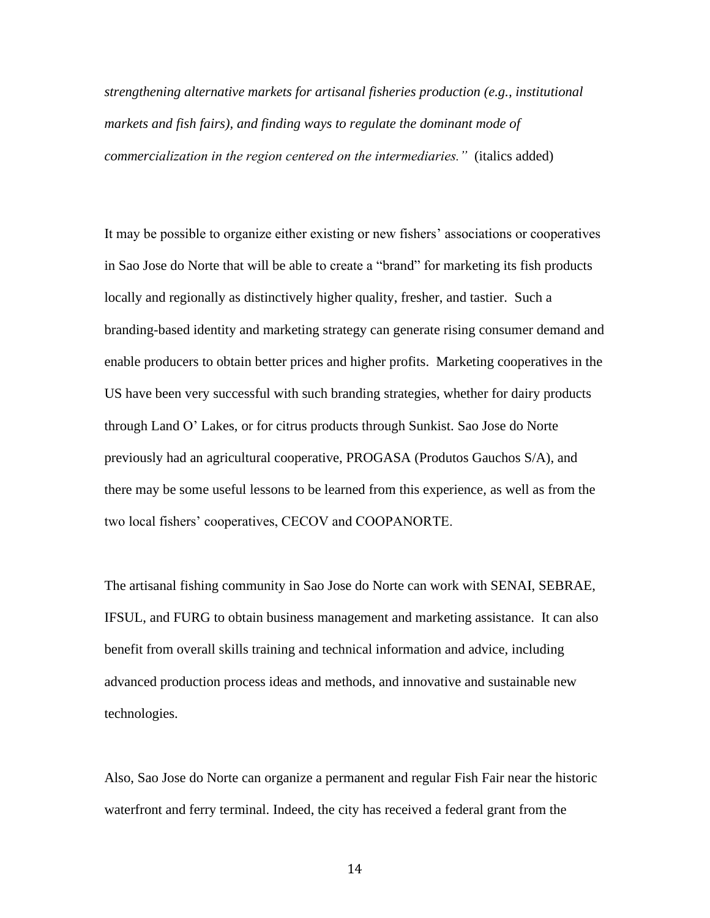*strengthening alternative markets for artisanal fisheries production (e.g., institutional markets and fish fairs), and finding ways to regulate the dominant mode of commercialization in the region centered on the intermediaries."* (italics added)

It may be possible to organize either existing or new fishers' associations or cooperatives in Sao Jose do Norte that will be able to create a "brand" for marketing its fish products locally and regionally as distinctively higher quality, fresher, and tastier. Such a branding-based identity and marketing strategy can generate rising consumer demand and enable producers to obtain better prices and higher profits. Marketing cooperatives in the US have been very successful with such branding strategies, whether for dairy products through Land O' Lakes, or for citrus products through Sunkist. Sao Jose do Norte previously had an agricultural cooperative, PROGASA (Produtos Gauchos S/A), and there may be some useful lessons to be learned from this experience, as well as from the two local fishers' cooperatives, CECOV and COOPANORTE.

The artisanal fishing community in Sao Jose do Norte can work with SENAI, SEBRAE, IFSUL, and FURG to obtain business management and marketing assistance. It can also benefit from overall skills training and technical information and advice, including advanced production process ideas and methods, and innovative and sustainable new technologies.

Also, Sao Jose do Norte can organize a permanent and regular Fish Fair near the historic waterfront and ferry terminal. Indeed, the city has received a federal grant from the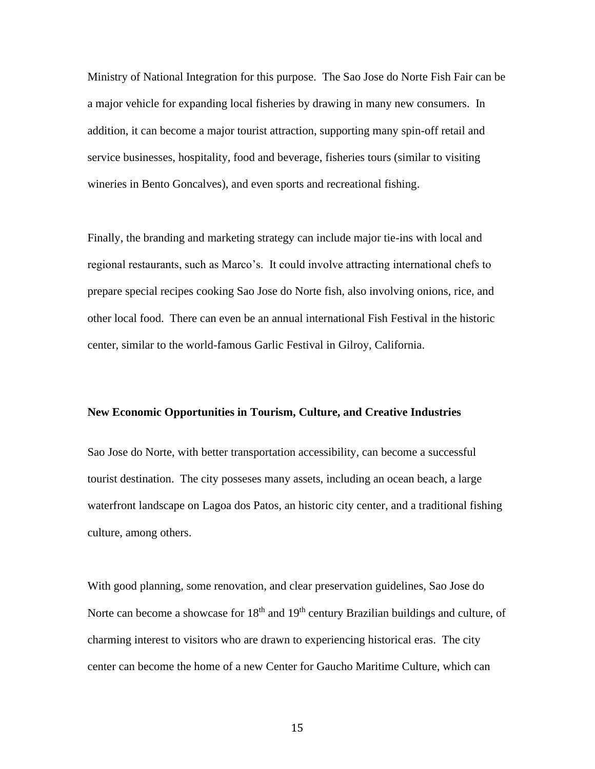Ministry of National Integration for this purpose. The Sao Jose do Norte Fish Fair can be a major vehicle for expanding local fisheries by drawing in many new consumers. In addition, it can become a major tourist attraction, supporting many spin-off retail and service businesses, hospitality, food and beverage, fisheries tours (similar to visiting wineries in Bento Goncalves), and even sports and recreational fishing.

Finally, the branding and marketing strategy can include major tie-ins with local and regional restaurants, such as Marco's. It could involve attracting international chefs to prepare special recipes cooking Sao Jose do Norte fish, also involving onions, rice, and other local food. There can even be an annual international Fish Festival in the historic center, similar to the world-famous Garlic Festival in Gilroy, California.

**New Economic Opportunities in Tourism, Culture, and Creative Industries**

Sao Jose do Norte, with better transportation accessibility, can become a successful tourist destination. The city posseses many assets, including an ocean beach, a large waterfront landscape on Lagoa dos Patos, an historic city center, and a traditional fishing culture, among others.

With good planning, some renovation, and clear preservation guidelines, Sao Jose do Norte can become a showcase for 18th and 19th century Brazilian buildings and culture, of charming interest to visitors who are drawn to experiencing historical eras. The city center can become the home of a new Center for Gaucho Maritime Culture, which can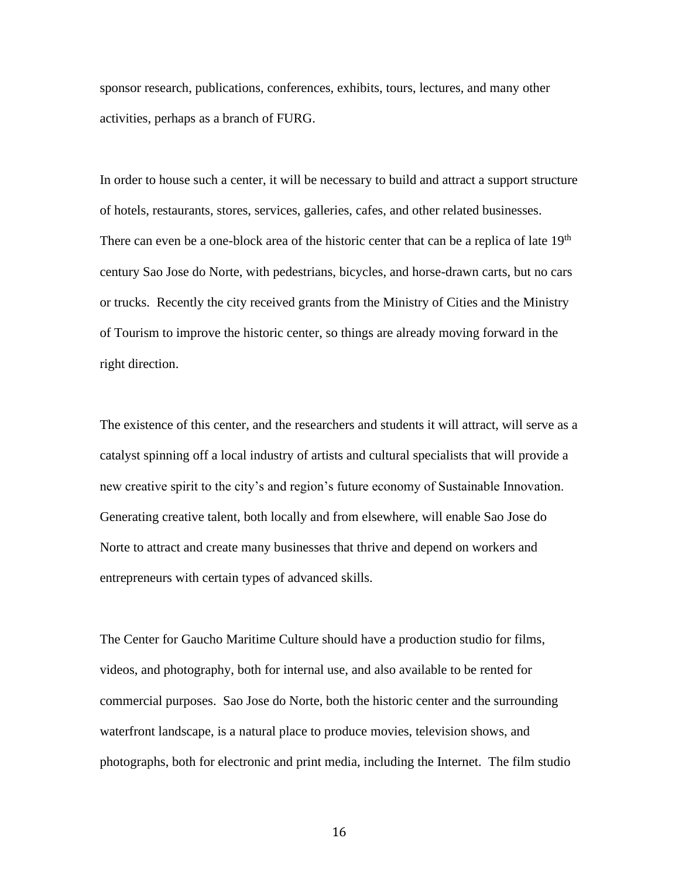sponsor research, publications, conferences, exhibits, tours, lectures, and many other activities, perhaps as a branch of FURG.

In order to house such a center, it will be necessary to build and attract a support structure of hotels, restaurants, stores, services, galleries, cafes, and other related businesses. There can even be a one-block area of the historic center that can be a replica of late 19th century Sao Jose do Norte, with pedestrians, bicycles, and horse-drawn carts, but no cars or trucks. Recently the city received grants from the Ministry of Cities and the Ministry of Tourism to improve the historic center, so things are already moving forward in the right direction.

The existence of this center, and the researchers and students it will attract, will serve as a catalyst spinning off a local industry of artists and cultural specialists that will provide a new creative spirit to the city's and region's future economy of Sustainable Innovation. Generating creative talent, both locally and from elsewhere, will enable Sao Jose do Norte to attract and create many businesses that thrive and depend on workers and entrepreneurs with certain types of advanced skills.

The Center for Gaucho Maritime Culture should have a production studio for films, videos, and photography, both for internal use, and also available to be rented for commercial purposes. Sao Jose do Norte, both the historic center and the surrounding waterfront landscape, is a natural place to produce movies, television shows, and photographs, both for electronic and print media, including the Internet. The film studio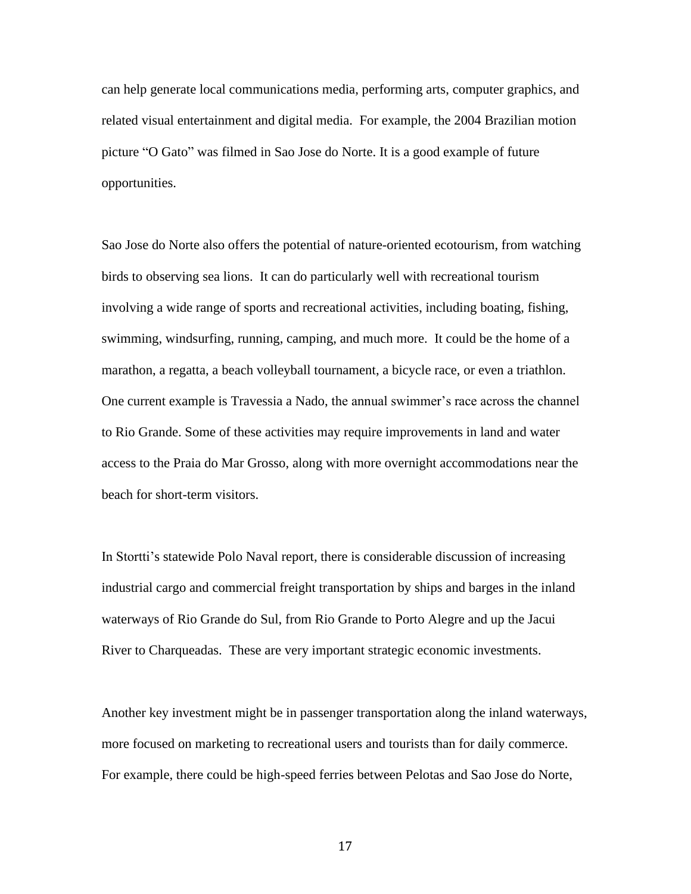can help generate local communications media, performing arts, computer graphics, and related visual entertainment and digital media. For example, the 2004 Brazilian motion picture "O Gato" was filmed in Sao Jose do Norte. It is a good example of future opportunities.

Sao Jose do Norte also offers the potential of nature-oriented ecotourism, from watching birds to observing sea lions. It can do particularly well with recreational tourism involving a wide range of sports and recreational activities, including boating, fishing, swimming, windsurfing, running, camping, and much more. It could be the home of a marathon, a regatta, a beach volleyball tournament, a bicycle race, or even a triathlon. One current example is Travessia a Nado, the annual swimmer's race across the channel to Rio Grande. Some of these activities may require improvements in land and water access to the Praia do Mar Grosso, along with more overnight accommodations near the beach for short-term visitors.

In Stortti's statewide Polo Naval report, there is considerable discussion of increasing industrial cargo and commercial freight transportation by ships and barges in the inland waterways of Rio Grande do Sul, from Rio Grande to Porto Alegre and up the Jacui River to Charqueadas. These are very important strategic economic investments.

Another key investment might be in passenger transportation along the inland waterways, more focused on marketing to recreational users and tourists than for daily commerce. For example, there could be high-speed ferries between Pelotas and Sao Jose do Norte,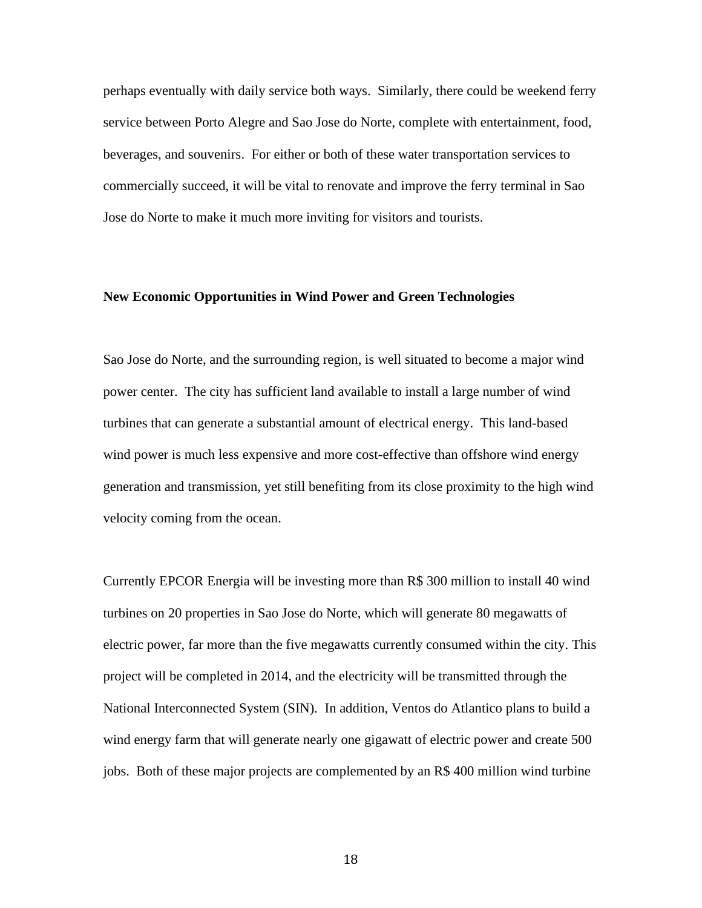perhaps eventually with daily service both ways. Similarly, there could be weekend ferry service between Porto Alegre and Sao Jose do Norte, complete with entertainment, food, beverages, and souvenirs. For either or both of these water transportation services to commercially succeed, it will be vital to renovate and improve the ferry terminal in Sao Jose do Norte to make it much more inviting for visitors and tourists.

**New Economic Opportunities in Wind Power and Green Technologies**

Sao Jose do Norte, and the surrounding region, is well situated to become a major wind power center. The city has sufficient land available to install a large number of wind turbines that can generate a substantial amount of electrical energy. This land-based wind power is much less expensive and more cost-effective than offshore wind energy generation and transmission, yet still benefiting from its close proximity to the high wind velocity coming from the ocean.

Currently EPCOR Energia will be investing more than R$ 300 million to install 40 wind turbines on 20 properties in Sao Jose do Norte, which will generate 80 megawatts of electric power, far more than the five megawatts currently consumed within the city. This project will be completed in 2014, and the electricity will be transmitted through the National Interconnected System (SIN). In addition, Ventos do Atlantico plans to build a wind energy farm that will generate nearly one gigawatt of electric power and create 500 jobs. Both of these major projects are complemented by an R$ 400 million wind turbine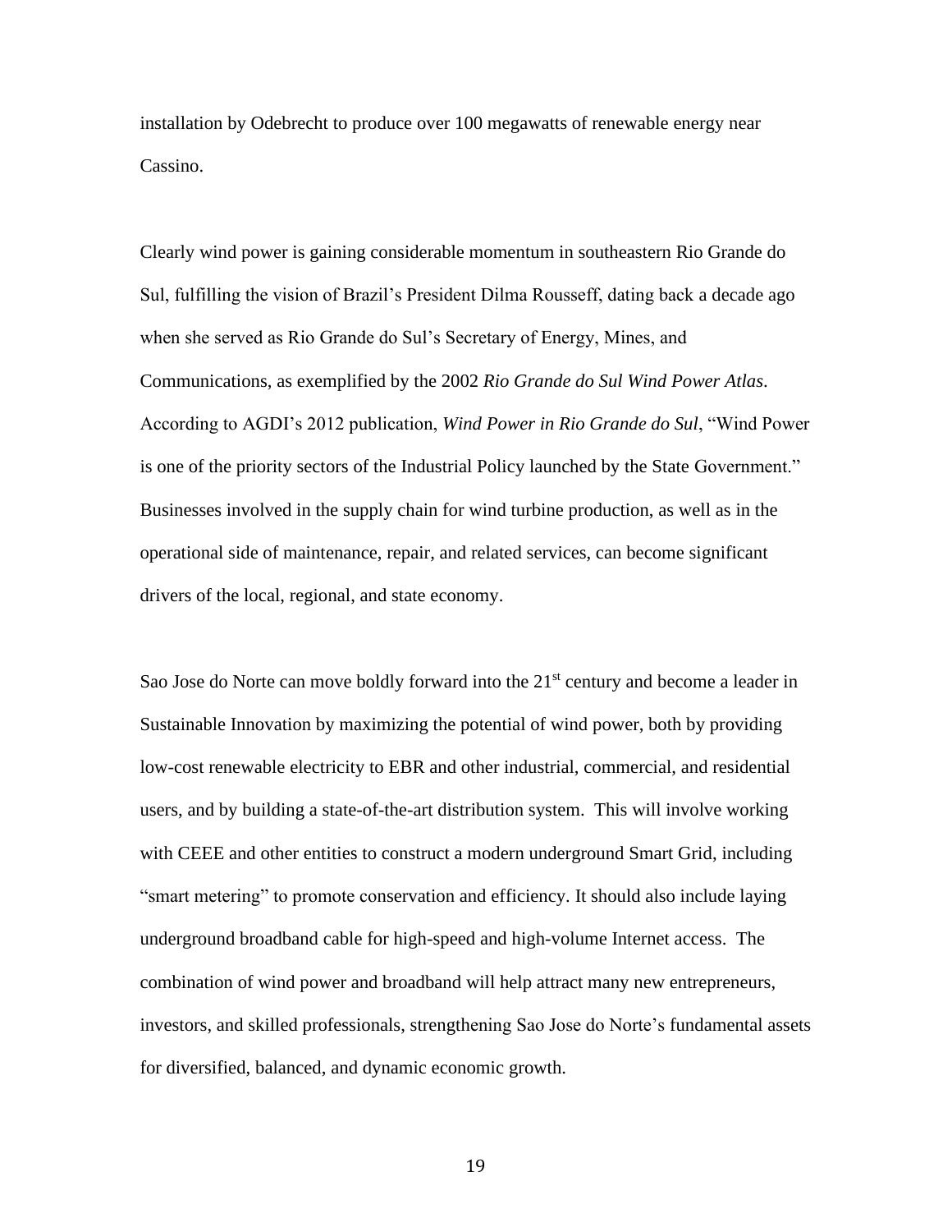installation by Odebrecht to produce over 100 megawatts of renewable energy near Cassino.

Clearly wind power is gaining considerable momentum in southeastern Rio Grande do Sul, fulfilling the vision of Brazil's President Dilma Rousseff, dating back a decade ago when she served as Rio Grande do Sul's Secretary of Energy, Mines, and Communications, as exemplified by the 2002 *Rio Grande do Sul Wind Power Atlas*. According to AGDI's 2012 publication, *Wind Power in Rio Grande do Sul*, "Wind Power is one of the priority sectors of the Industrial Policy launched by the State Government." Businesses involved in the supply chain for wind turbine production, as well as in the operational side of maintenance, repair, and related services, can become significant drivers of the local, regional, and state economy.

Sao Jose do Norte can move boldly forward into the 21st century and become a leader in Sustainable Innovation by maximizing the potential of wind power, both by providing low-cost renewable electricity to EBR and other industrial, commercial, and residential users, and by building a state-of-the-art distribution system. This will involve working with CEEE and other entities to construct a modern underground Smart Grid, including "smart metering" to promote conservation and efficiency. It should also include laying underground broadband cable for high-speed and high-volume Internet access. The combination of wind power and broadband will help attract many new entrepreneurs, investors, and skilled professionals, strengthening Sao Jose do Norte's fundamental assets for diversified, balanced, and dynamic economic growth.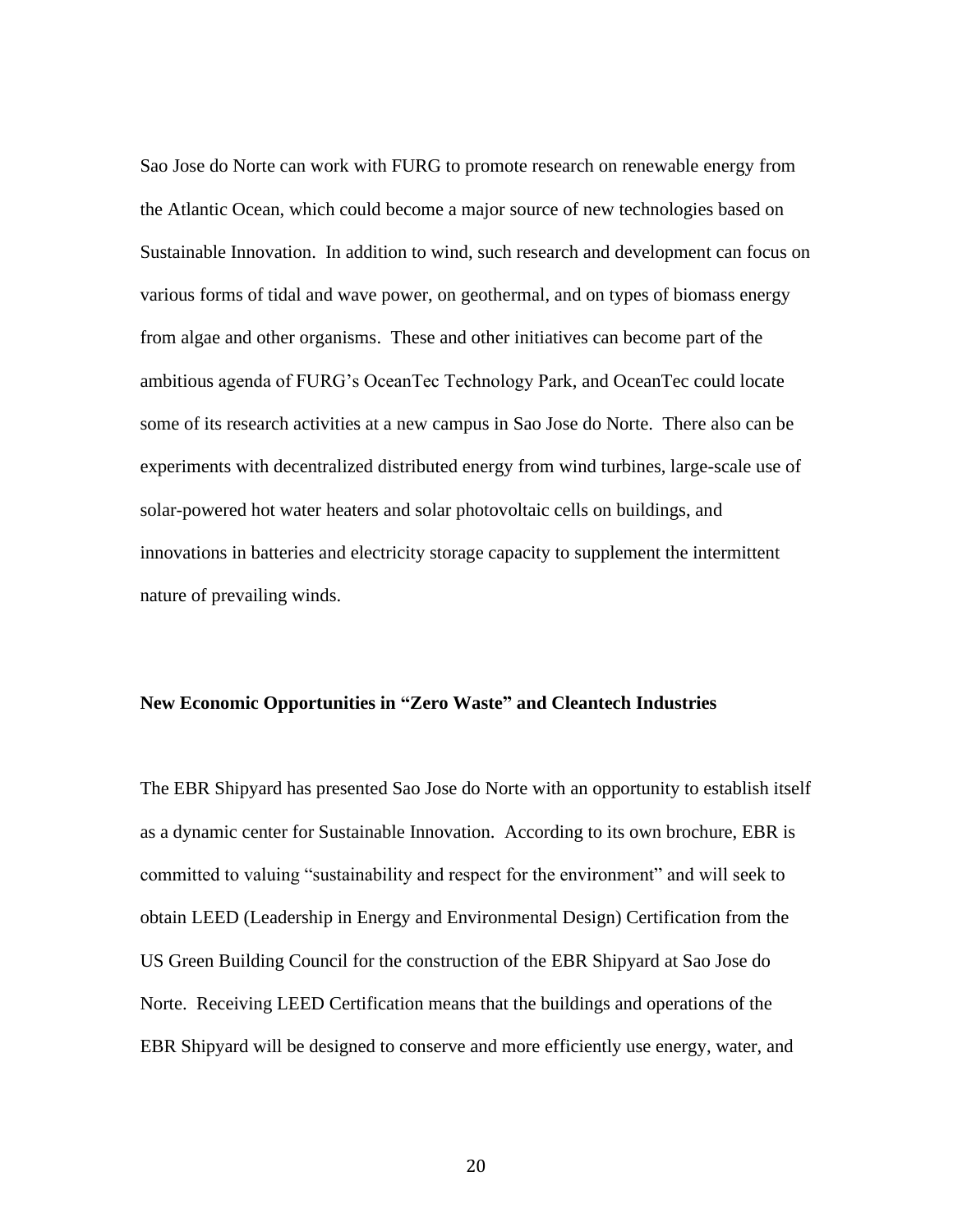Sao Jose do Norte can work with FURG to promote research on renewable energy from the Atlantic Ocean, which could become a major source of new technologies based on Sustainable Innovation. In addition to wind, such research and development can focus on various forms of tidal and wave power, on geothermal, and on types of biomass energy from algae and other organisms. These and other initiatives can become part of the ambitious agenda of FURG's OceanTec Technology Park, and OceanTec could locate some of its research activities at a new campus in Sao Jose do Norte. There also can be experiments with decentralized distributed energy from wind turbines, large-scale use of solar-powered hot water heaters and solar photovoltaic cells on buildings, and innovations in batteries and electricity storage capacity to supplement the intermittent nature of prevailing winds.

**New Economic Opportunities in "Zero Waste" and Cleantech Industries**

The EBR Shipyard has presented Sao Jose do Norte with an opportunity to establish itself as a dynamic center for Sustainable Innovation. According to its own brochure, EBR is committed to valuing "sustainability and respect for the environment" and will seek to obtain LEED (Leadership in Energy and Environmental Design) Certification from the US Green Building Council for the construction of the EBR Shipyard at Sao Jose do Norte. Receiving LEED Certification means that the buildings and operations of the EBR Shipyard will be designed to conserve and more efficiently use energy, water, and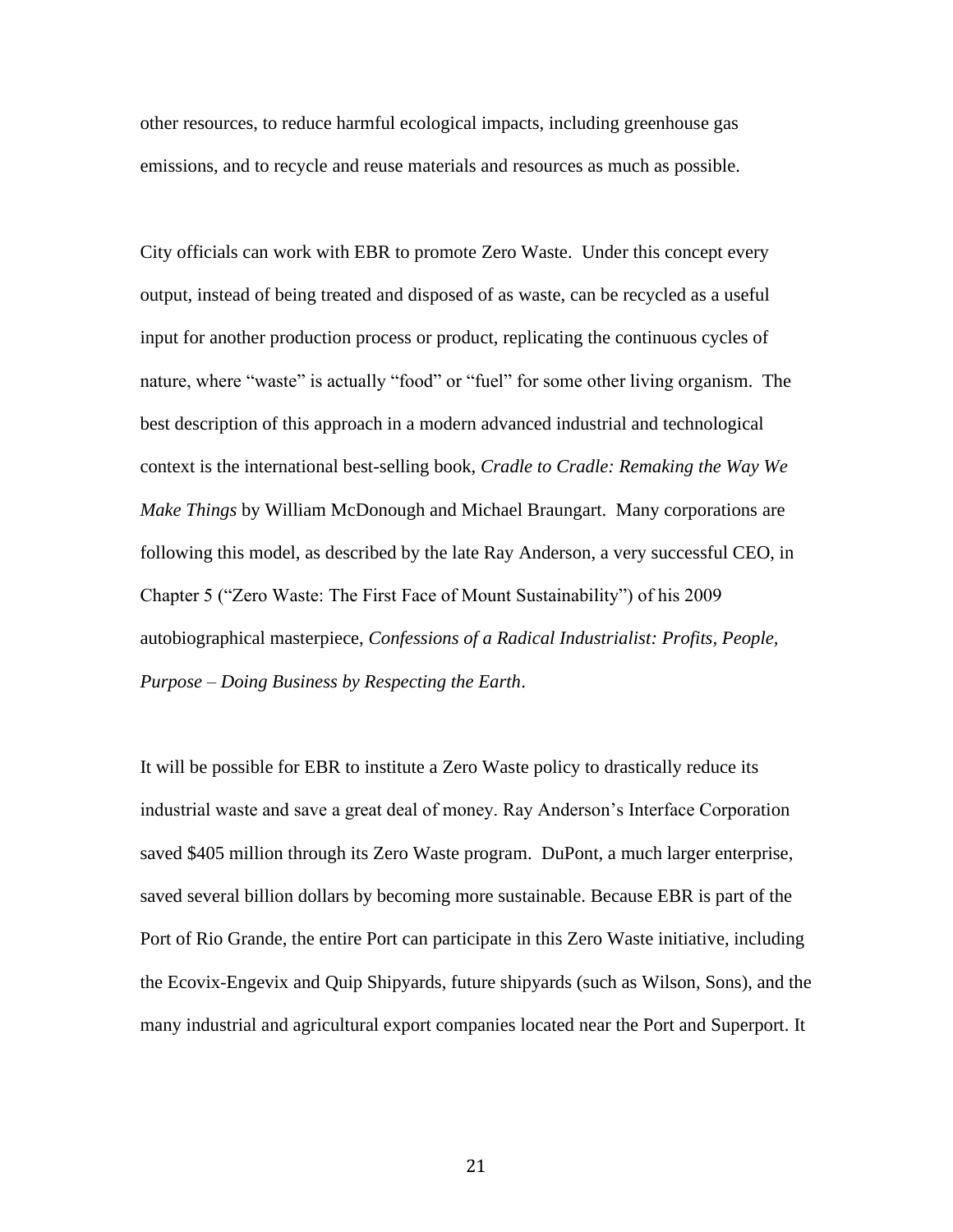other resources, to reduce harmful ecological impacts, including greenhouse gas emissions, and to recycle and reuse materials and resources as much as possible.

City officials can work with EBR to promote Zero Waste. Under this concept every output, instead of being treated and disposed of as waste, can be recycled as a useful input for another production process or product, replicating the continuous cycles of nature, where "waste" is actually "food" or "fuel" for some other living organism. The best description of this approach in a modern advanced industrial and technological context is the international best-selling book, *Cradle to Cradle: Remaking the Way We Make Things* by William McDonough and Michael Braungart. Many corporations are following this model, as described by the late Ray Anderson, a very successful CEO, in Chapter 5 ("Zero Waste: The First Face of Mount Sustainability") of his 2009 autobiographical masterpiece, *Confessions of a Radical Industrialist: Profits, People, Purpose – Doing Business by Respecting the Earth*.

It will be possible for EBR to institute a Zero Waste policy to drastically reduce its industrial waste and save a great deal of money. Ray Anderson's Interface Corporation saved $405 million through its Zero Waste program. DuPont, a much larger enterprise, saved several billion dollars by becoming more sustainable. Because EBR is part of the Port of Rio Grande, the entire Port can participate in this Zero Waste initiative, including the Ecovix-Engevix and Quip Shipyards, future shipyards (such as Wilson, Sons), and the many industrial and agricultural export companies located near the Port and Superport. It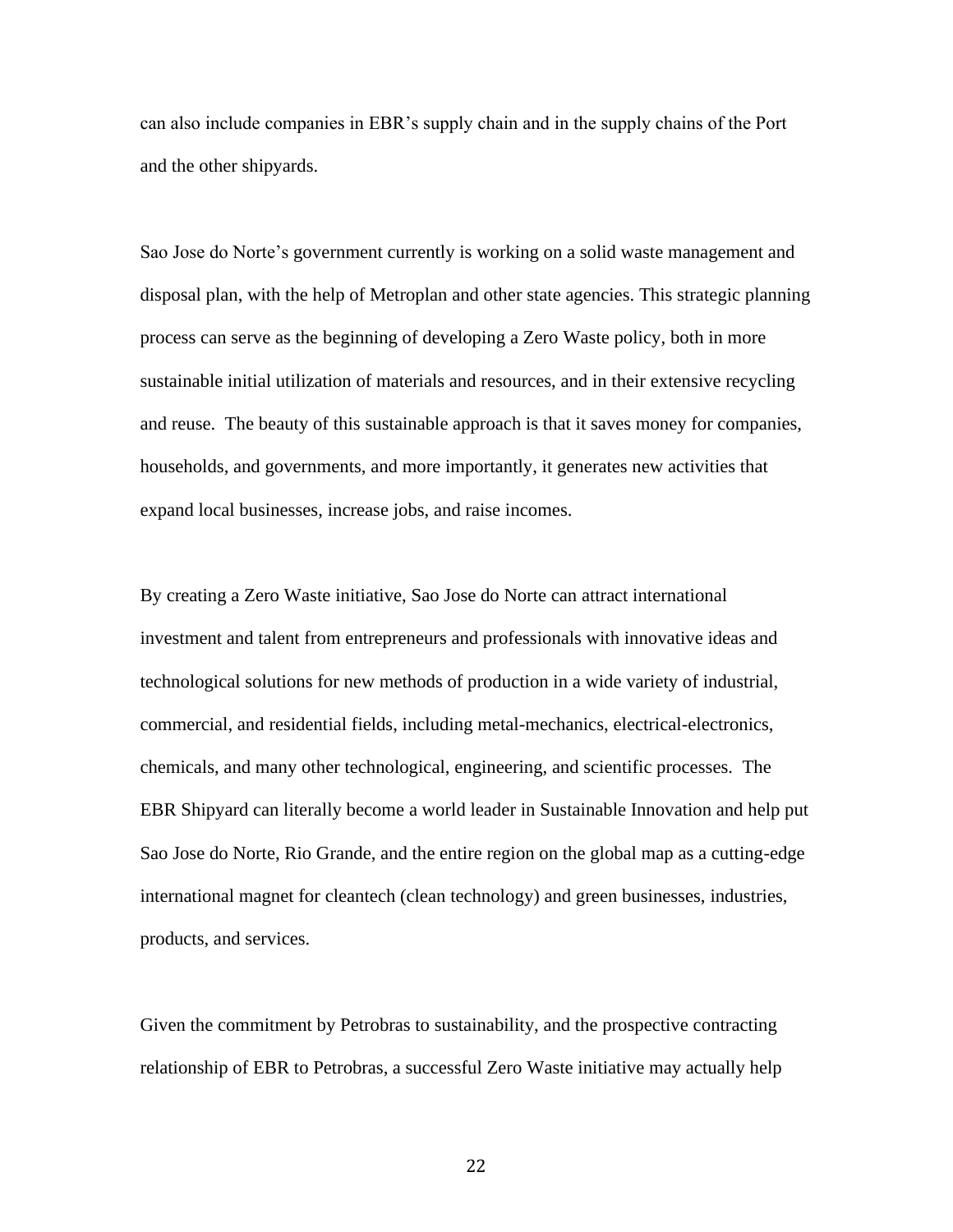can also include companies in EBR's supply chain and in the supply chains of the Port and the other shipyards.

Sao Jose do Norte's government currently is working on a solid waste management and disposal plan, with the help of Metroplan and other state agencies. This strategic planning process can serve as the beginning of developing a Zero Waste policy, both in more sustainable initial utilization of materials and resources, and in their extensive recycling and reuse. The beauty of this sustainable approach is that it saves money for companies, households, and governments, and more importantly, it generates new activities that expand local businesses, increase jobs, and raise incomes.

By creating a Zero Waste initiative, Sao Jose do Norte can attract international investment and talent from entrepreneurs and professionals with innovative ideas and technological solutions for new methods of production in a wide variety of industrial, commercial, and residential fields, including metal-mechanics, electrical-electronics, chemicals, and many other technological, engineering, and scientific processes. The EBR Shipyard can literally become a world leader in Sustainable Innovation and help put Sao Jose do Norte, Rio Grande, and the entire region on the global map as a cutting-edge international magnet for cleantech (clean technology) and green businesses, industries, products, and services.

Given the commitment by Petrobras to sustainability, and the prospective contracting relationship of EBR to Petrobras, a successful Zero Waste initiative may actually help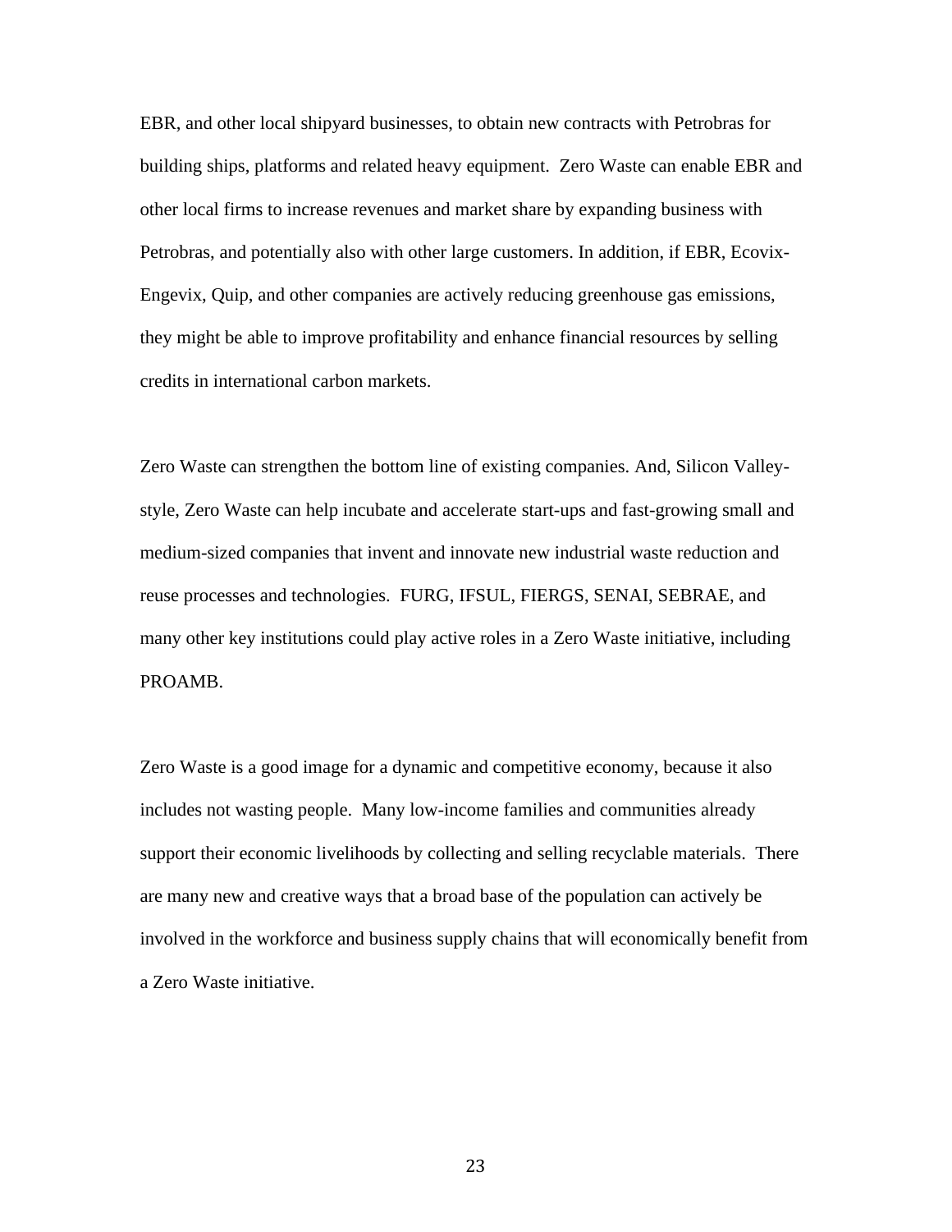EBR, and other local shipyard businesses, to obtain new contracts with Petrobras for building ships, platforms and related heavy equipment. Zero Waste can enable EBR and other local firms to increase revenues and market share by expanding business with Petrobras, and potentially also with other large customers. In addition, if EBR, Ecovix-Engevix, Quip, and other companies are actively reducing greenhouse gas emissions, they might be able to improve profitability and enhance financial resources by selling credits in international carbon markets.

Zero Waste can strengthen the bottom line of existing companies. And, Silicon Valley-style, Zero Waste can help incubate and accelerate start-ups and fast-growing small and medium-sized companies that invent and innovate new industrial waste reduction and reuse processes and technologies. FURG, IFSUL, FIERGS, SENAI, SEBRAE, and many other key institutions could play active roles in a Zero Waste initiative, including PROAMB.

Zero Waste is a good image for a dynamic and competitive economy, because it also includes not wasting people. Many low-income families and communities already support their economic livelihoods by collecting and selling recyclable materials. There are many new and creative ways that a broad base of the population can actively be involved in the workforce and business supply chains that will economically benefit from a Zero Waste initiative.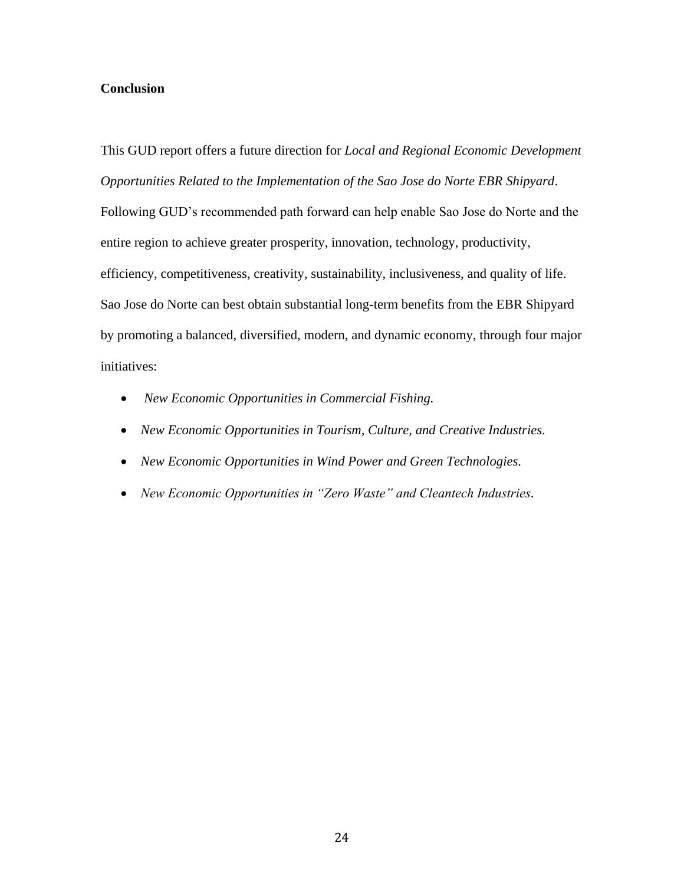**Conclusion**

This GUD report offers a future direction for *Local and Regional Economic Development Opportunities Related to the Implementation of the Sao Jose do Norte EBR Shipyard*. Following GUD's recommended path forward can help enable Sao Jose do Norte and the entire region to achieve greater prosperity, innovation, technology, productivity, efficiency, competitiveness, creativity, sustainability, inclusiveness, and quality of life. Sao Jose do Norte can best obtain substantial long-term benefits from the EBR Shipyard by promoting a balanced, diversified, modern, and dynamic economy, through four major initiatives:

- *New Economic Opportunities in Commercial Fishing.*
- *New Economic Opportunities in Tourism, Culture, and Creative Industries.*
- *New Economic Opportunities in Wind Power and Green Technologies.*
- *New Economic Opportunities in "Zero Waste" and Cleantech Industries.*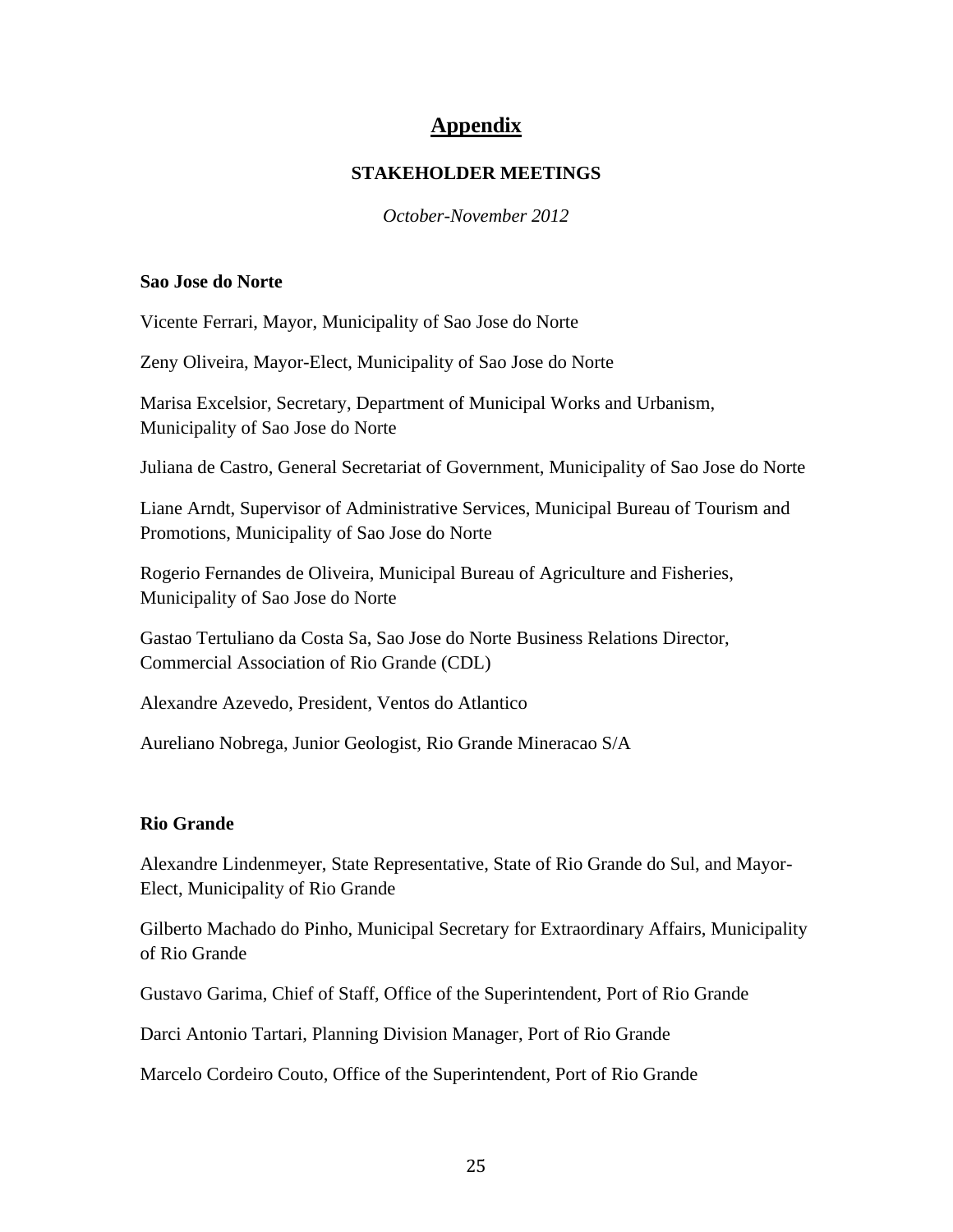# Appendix

## STAKEHOLDER MEETINGS

*October-November 2012*

**Sao Jose do Norte**

Vicente Ferrari, Mayor, Municipality of Sao Jose do Norte

Zeny Oliveira, Mayor-Elect, Municipality of Sao Jose do Norte

Marisa Excelsior, Secretary, Department of Municipal Works and Urbanism, Municipality of Sao Jose do Norte

Juliana de Castro, General Secretariat of Government, Municipality of Sao Jose do Norte

Liane Arndt, Supervisor of Administrative Services, Municipal Bureau of Tourism and Promotions, Municipality of Sao Jose do Norte

Rogerio Fernandes de Oliveira, Municipal Bureau of Agriculture and Fisheries, Municipality of Sao Jose do Norte

Gastao Tertuliano da Costa Sa, Sao Jose do Norte Business Relations Director, Commercial Association of Rio Grande (CDL)

Alexandre Azevedo, President, Ventos do Atlantico

Aureliano Nobrega, Junior Geologist, Rio Grande Mineracao S/A

**Rio Grande**

Alexandre Lindenmeyer, State Representative, State of Rio Grande do Sul, and Mayor-Elect, Municipality of Rio Grande

Gilberto Machado do Pinho, Municipal Secretary for Extraordinary Affairs, Municipality of Rio Grande

Gustavo Garima, Chief of Staff, Office of the Superintendent, Port of Rio Grande

Darci Antonio Tartari, Planning Division Manager, Port of Rio Grande

Marcelo Cordeiro Couto, Office of the Superintendent, Port of Rio Grande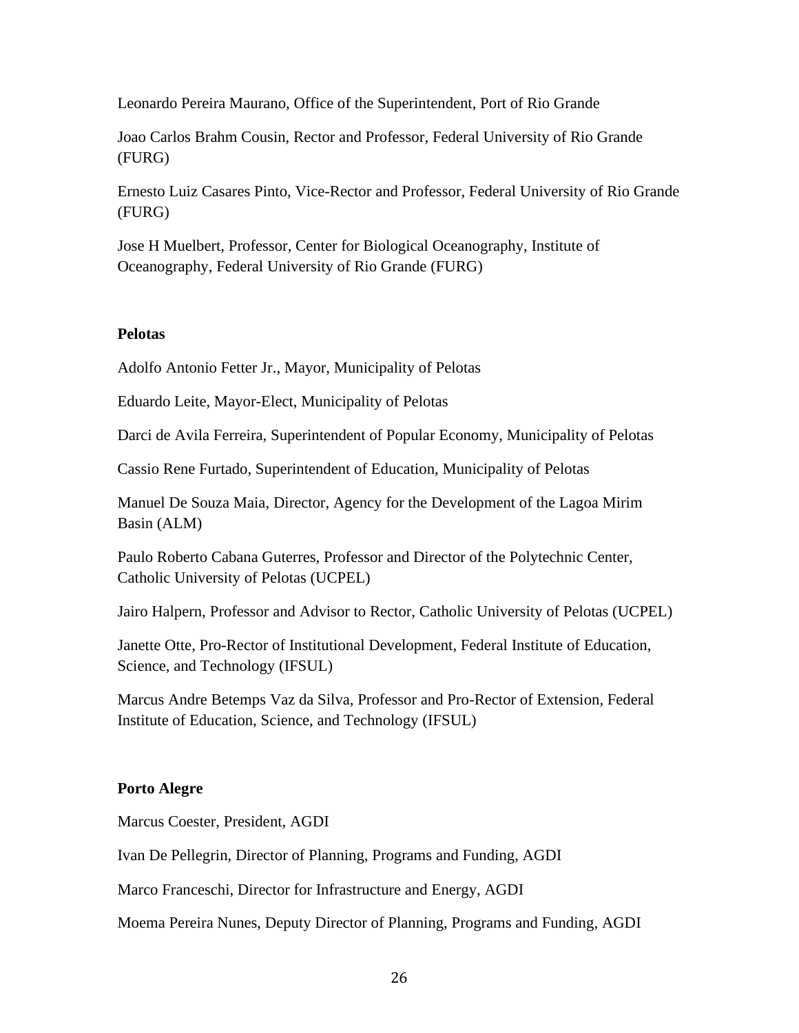Leonardo Pereira Maurano, Office of the Superintendent, Port of Rio Grande

Joao Carlos Brahm Cousin, Rector and Professor, Federal University of Rio Grande (FURG)

Ernesto Luiz Casares Pinto, Vice-Rector and Professor, Federal University of Rio Grande (FURG)

Jose H Muelbert, Professor, Center for Biological Oceanography, Institute of Oceanography, Federal University of Rio Grande (FURG)

**Pelotas**

Adolfo Antonio Fetter Jr., Mayor, Municipality of Pelotas

Eduardo Leite, Mayor-Elect, Municipality of Pelotas

Darci de Avila Ferreira, Superintendent of Popular Economy, Municipality of Pelotas

Cassio Rene Furtado, Superintendent of Education, Municipality of Pelotas

Manuel De Souza Maia, Director, Agency for the Development of the Lagoa Mirim Basin (ALM)

Paulo Roberto Cabana Guterres, Professor and Director of the Polytechnic Center, Catholic University of Pelotas (UCPEL)

Jairo Halpern, Professor and Advisor to Rector, Catholic University of Pelotas (UCPEL)

Janette Otte, Pro-Rector of Institutional Development, Federal Institute of Education, Science, and Technology (IFSUL)

Marcus Andre Betemps Vaz da Silva, Professor and Pro-Rector of Extension, Federal Institute of Education, Science, and Technology (IFSUL)

**Porto Alegre**

Marcus Coester, President, AGDI

Ivan De Pellegrin, Director of Planning, Programs and Funding, AGDI

Marco Franceschi, Director for Infrastructure and Energy, AGDI

Moema Pereira Nunes, Deputy Director of Planning, Programs and Funding, AGDI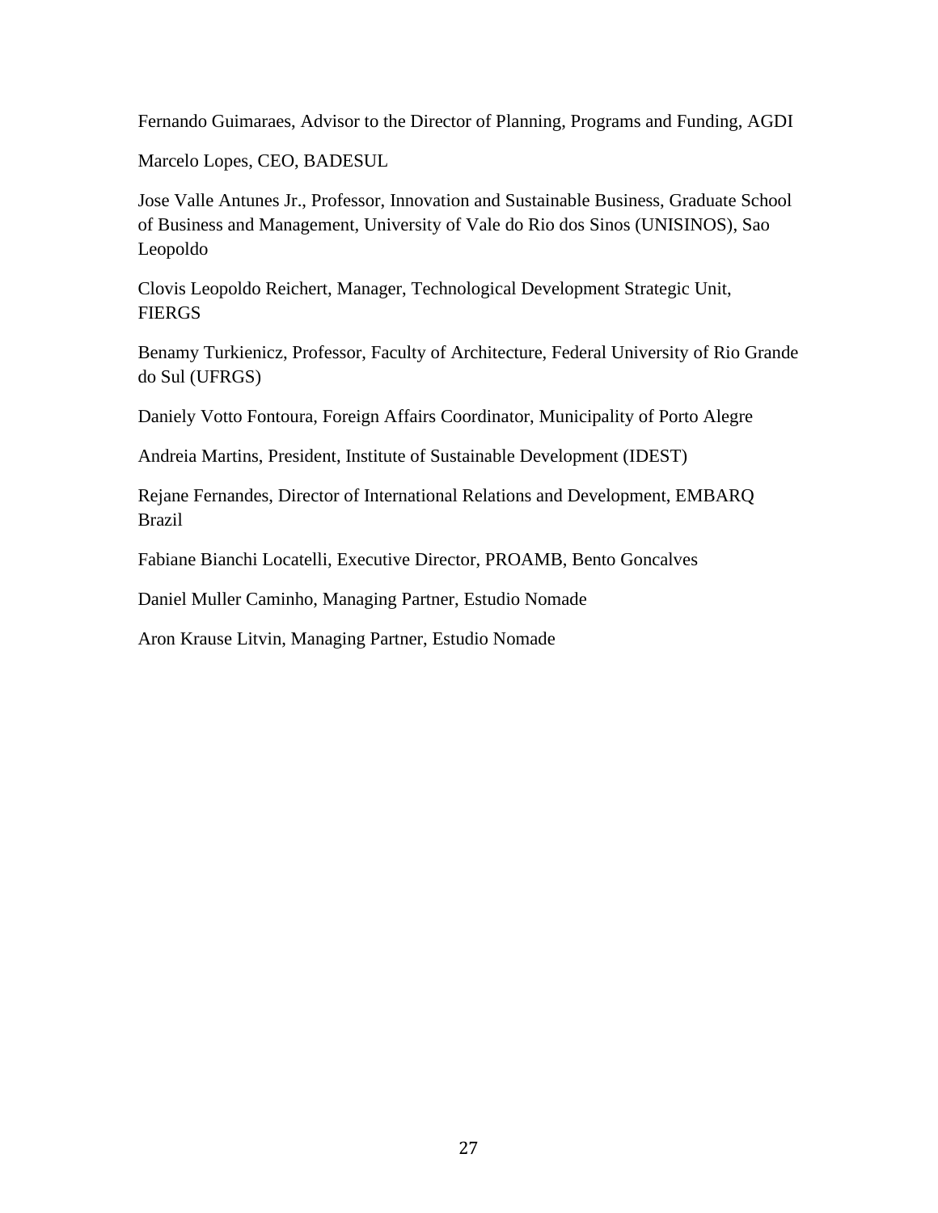Fernando Guimaraes, Advisor to the Director of Planning, Programs and Funding, AGDI

Marcelo Lopes, CEO, BADESUL

Jose Valle Antunes Jr., Professor, Innovation and Sustainable Business, Graduate School of Business and Management, University of Vale do Rio dos Sinos (UNISINOS), Sao Leopoldo

Clovis Leopoldo Reichert, Manager, Technological Development Strategic Unit, FIERGS

Benamy Turkienicz, Professor, Faculty of Architecture, Federal University of Rio Grande do Sul (UFRGS)

Daniely Votto Fontoura, Foreign Affairs Coordinator, Municipality of Porto Alegre

Andreia Martins, President, Institute of Sustainable Development (IDEST)

Rejane Fernandes, Director of International Relations and Development, EMBARQ Brazil

Fabiane Bianchi Locatelli, Executive Director, PROAMB, Bento Goncalves

Daniel Muller Caminho, Managing Partner, Estudio Nomade

Aron Krause Litvin, Managing Partner, Estudio Nomade